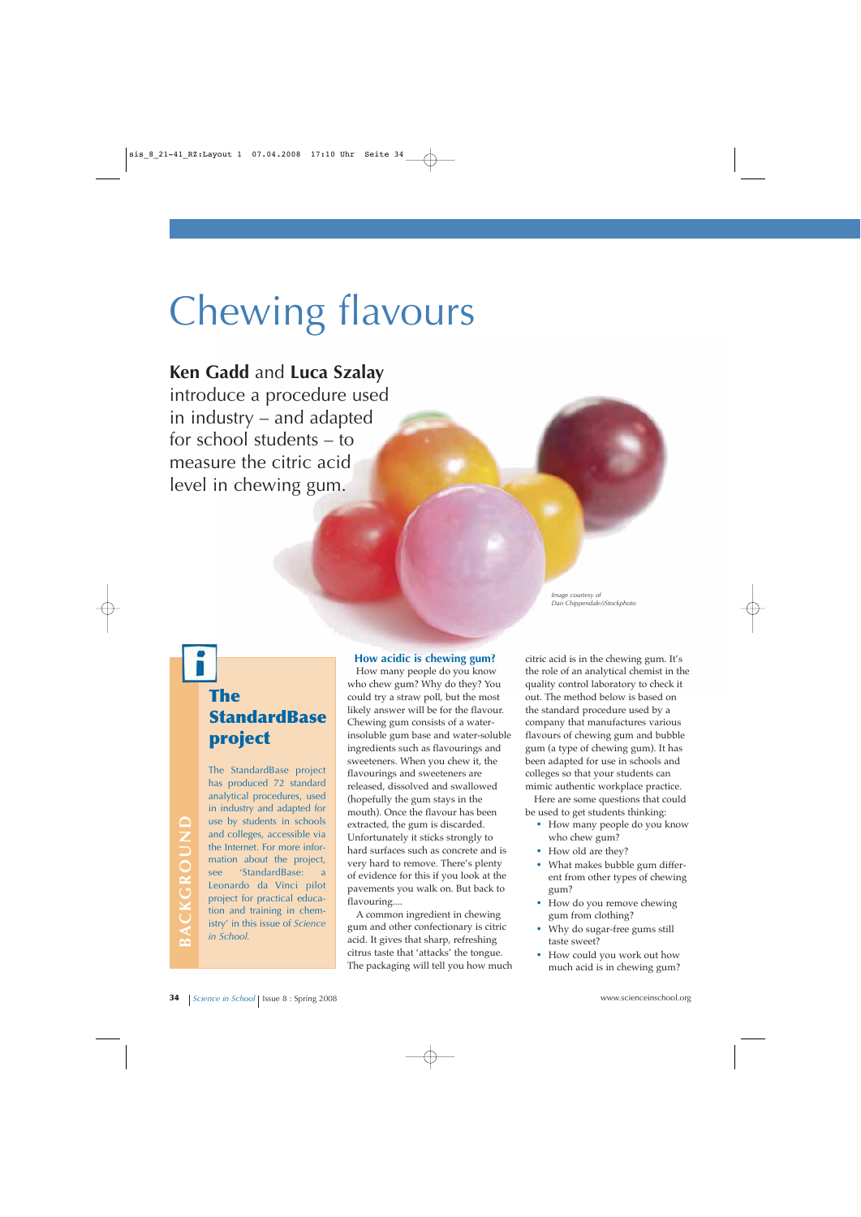# Chewing flavours

**Ken Gadd** and **Luca Szalay** introduce a procedure used in industry – and adapted for school students – to measure the citric acid level in chewing gum.

*Image courtesy of Dan Chippendale/iStockphoto*

## How acidic is chewing gum?

How many people do you know who chew gum? Why do they? You could try a straw poll, but the most likely answer will be for the flavour. Chewing gum consists of a water-insoluble gum base and water-soluble ingredients such as flavourings and sweeteners. When you chew it, the flavourings and sweeteners are released, dissolved and swallowed (hopefully the gum stays in the mouth). Once the flavour has been extracted, the gum is discarded. Unfortunately it sticks strongly to hard surfaces such as concrete and is very hard to remove. There's plenty of evidence for this if you look at the pavements you walk on. But back to flavouring....

A common ingredient in chewing gum and other confectionary is citric acid. It gives that sharp, refreshing citrus taste that 'attacks' the tongue. The packaging will tell you how much citric acid is in the chewing gum. It's the role of an analytical chemist in the quality control laboratory to check it out. The method below is based on the standard procedure used by a company that manufactures various flavours of chewing gum and bubble gum (a type of chewing gum). It has been adapted for use in schools and colleges so that your students can mimic authentic workplace practice.

Here are some questions that could be used to get students thinking:

- How many people do you know who chew gum?
- How old are they?
- What makes bubble gum different from other types of chewing gum?
- How do you remove chewing gum from clothing?
- Why do sugar-free gums still taste sweet?
- How could you work out how much acid is in chewing gum?

## BACKGROUND

### The StandardBase project

The StandardBase project has produced 72 standard analytical procedures, used in industry and adapted for use by students in schools and colleges, accessible via the Internet. For more information about the project, see 'StandardBase: a Leonardo da Vinci pilot project for practical education and training in chemistry' in this issue of *Science in School*.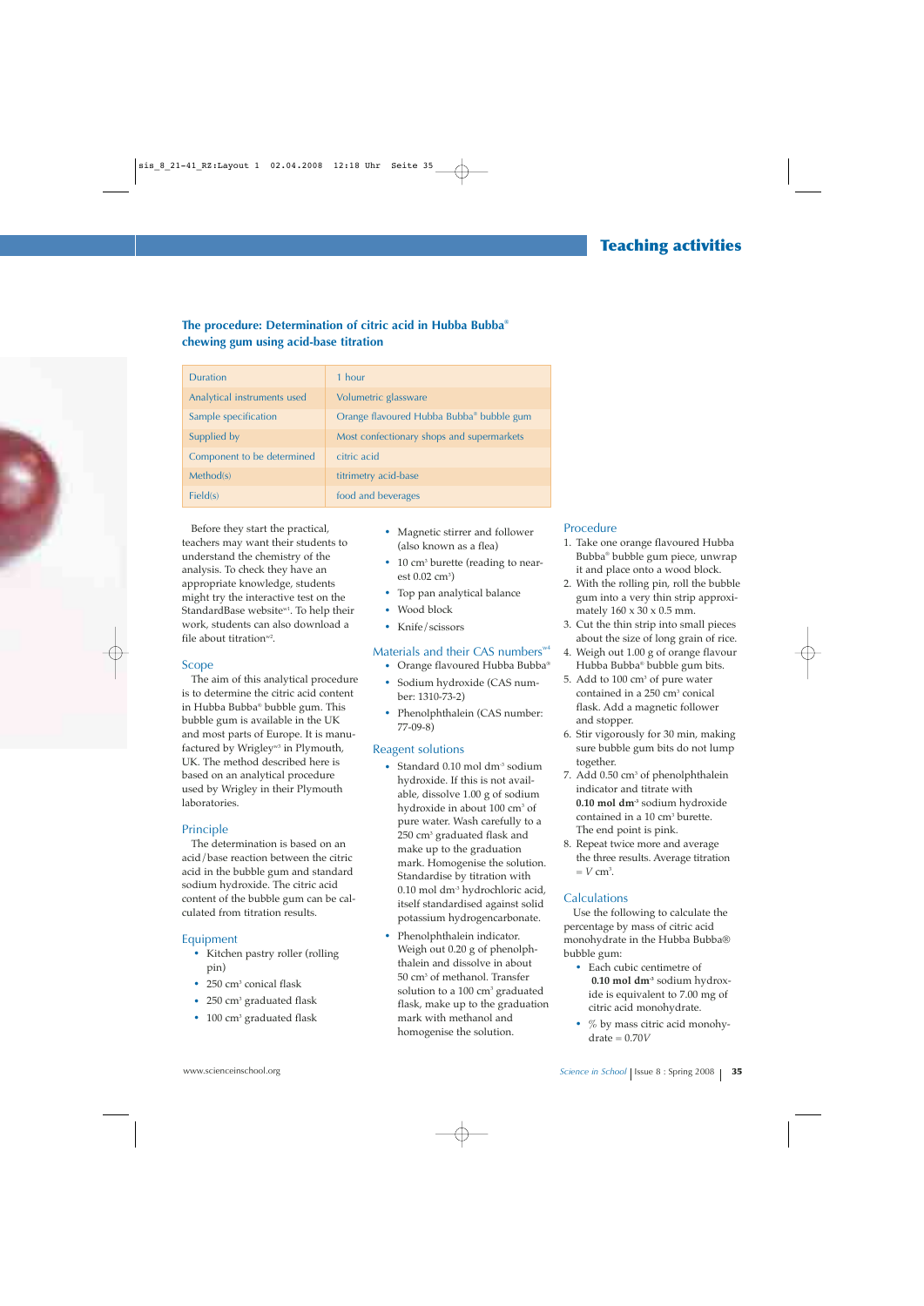### The procedure: Determination of citric acid in Hubba Bubba® chewing gum using acid-base titration

| | |
|---|---|
| Duration | 1 hour |
| Analytical instruments used | Volumetric glassware |
| Sample specification | Orange flavoured Hubba Bubba® bubble gum |
| Supplied by | Most confectionary shops and supermarkets |
| Component to be determined | citric acid |
| Method(s) | titrimetry acid-base |
| Field(s) | food and beverages |

Before they start the practical, teachers may want their students to understand the chemistry of the analysis. To check they have an appropriate knowledge, students might try the interactive test on the StandardBase website[w1]. To help their work, students can also download a file about titration[w2].

## Scope

The aim of this analytical procedure is to determine the citric acid content in Hubba Bubba® bubble gum. This bubble gum is available in the UK and most parts of Europe. It is manufactured by Wrigley[w3] in Plymouth, UK. The method described here is based on an analytical procedure used by Wrigley in their Plymouth laboratories.

## Principle

The determination is based on an acid/base reaction between the citric acid in the bubble gum and standard sodium hydroxide. The citric acid content of the bubble gum can be calculated from titration results.

## Equipment

- Kitchen pastry roller (rolling pin)
- 250 cm$^3$ conical flask
- 250 cm$^3$ graduated flask
- 100 cm$^3$ graduated flask
- Magnetic stirrer and follower (also known as a flea)
- 10 cm$^3$ burette (reading to nearest 0.02 cm$^3$)
- Top pan analytical balance
- Wood block
- Knife/scissors

## Materials and their CAS numbers[w4]

- Orange flavoured Hubba Bubba®
- Sodium hydroxide (CAS number: 1310-73-2)
- Phenolphthalein (CAS number: 77-09-8)

## Reagent solutions

- Standard 0.10 mol dm$^{-3}$ sodium hydroxide. If this is not available, dissolve 1.00 g of sodium hydroxide in about 100 cm$^3$ of pure water. Wash carefully to a 250 cm$^3$ graduated flask and make up to the graduation mark. Homogenise the solution. Standardise by titration with 0.10 mol dm$^{-3}$ hydrochloric acid, itself standardised against solid potassium hydrogencarbonate.
- Phenolphthalein indicator. Weigh out 0.20 g of phenolphthalein and dissolve in about 50 cm$^3$ of methanol. Transfer solution to a 100 cm$^3$ graduated flask, make up to the graduation mark with methanol and homogenise the solution.

## Procedure

1. Take one orange flavoured Hubba Bubba® bubble gum piece, unwrap it and place onto a wood block.
2. With the rolling pin, roll the bubble gum into a very thin strip approximately 160 x 30 x 0.5 mm.
3. Cut the thin strip into small pieces about the size of long grain of rice.
4. Weigh out 1.00 g of orange flavour Hubba Bubba® bubble gum bits.
5. Add to 100 cm$^3$ of pure water contained in a 250 cm$^3$ conical flask. Add a magnetic follower and stopper.
6. Stir vigorously for 30 min, making sure bubble gum bits do not lump together.
7. Add 0.50 cm$^3$ of phenolphthalein indicator and titrate with **0.10 mol dm$^{-3}$** sodium hydroxide contained in a 10 cm$^3$ burette. The end point is pink.
8. Repeat twice more and average the three results. Average titration = $V$ cm$^3$.

## Calculations

Use the following to calculate the percentage by mass of citric acid monohydrate in the Hubba Bubba® bubble gum:

- Each cubic centimetre of **0.10 mol dm$^{-3}$** sodium hydroxide is equivalent to 7.00 mg of citric acid monohydrate.
- % by mass citric acid monohydrate = $0.70V$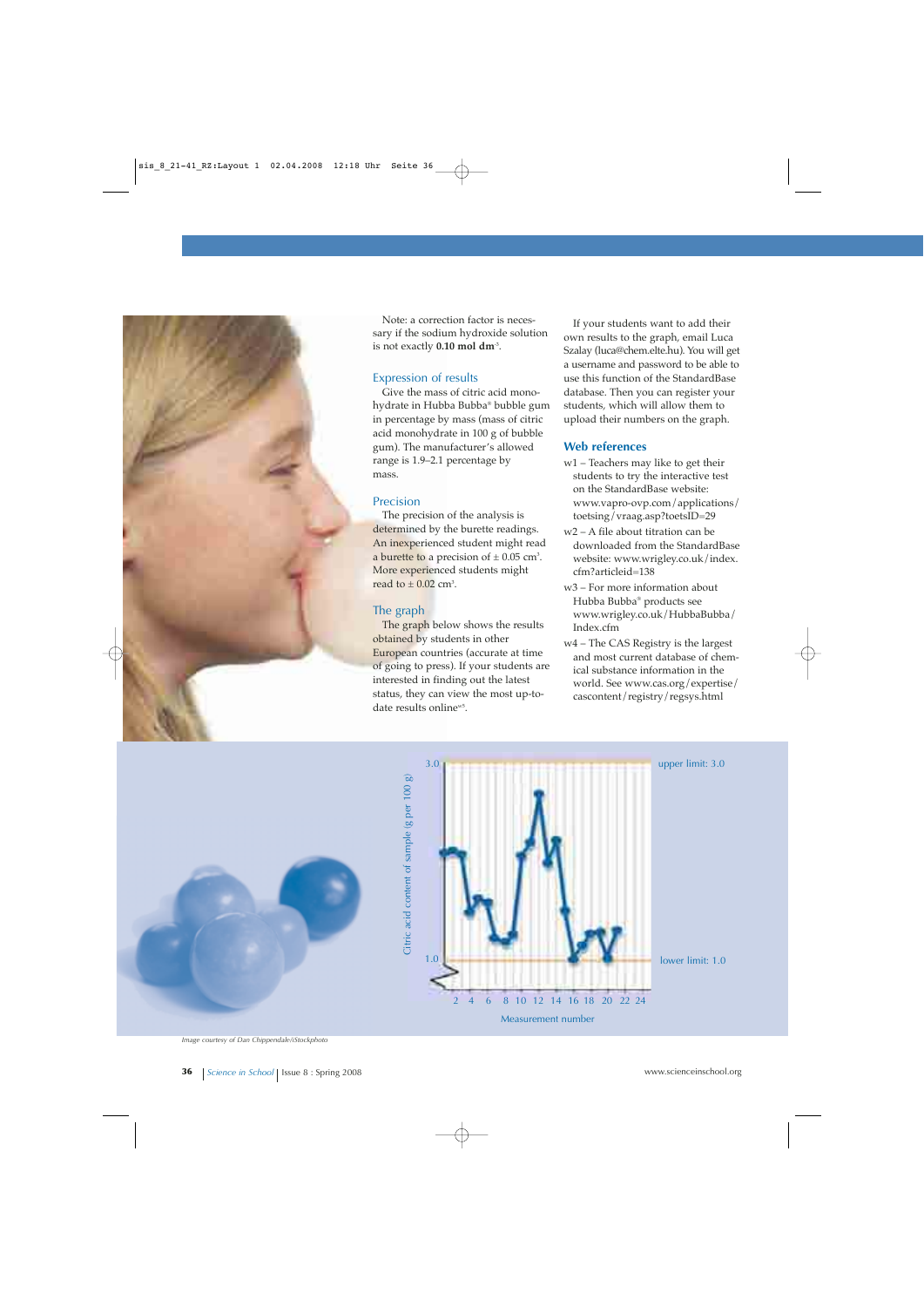Note: a correction factor is necessary if the sodium hydroxide solution is not exactly **0.10 mol dm**$^{-3}$.

### Expression of results

Give the mass of citric acid monohydrate in Hubba Bubba® bubble gum in percentage by mass (mass of citric acid monohydrate in 100 g of bubble gum). The manufacturer's allowed range is 1.9–2.1 percentage by mass.

### Precision

The precision of the analysis is determined by the burette readings. An inexperienced student might read a burette to a precision of ± 0.05 cm$^3$. More experienced students might read to ± 0.02 cm$^3$.

### The graph

The graph below shows the results obtained by students in other European countries (accurate at time of going to press). If your students are interested in finding out the latest status, they can view the most up-to-date results online[w5].

If your students want to add their own results to the graph, email Luca Szalay (luca@chem.elte.hu). You will get a username and password to be able to use this function of the StandardBase database. Then you can register your students, which will allow them to upload their numbers on the graph.

### Web references

w1 – Teachers may like to get their students to try the interactive test on the StandardBase website: www.vapro-ovp.com/applications/toetsing/vraag.asp?toetsID=29

w2 – A file about titration can be downloaded from the StandardBase website: www.wrigley.co.uk/index.cfm?articleid=138

w3 – For more information about Hubba Bubba® products see www.wrigley.co.uk/HubbaBubba/Index.cfm

w4 – The CAS Registry is the largest and most current database of chemical substance information in the world. See www.cas.org/expertise/cascontent/registry/regsys.html

Citric acid content of sample (g per 100 g) vs. Measurement number; upper limit: 3.0; lower limit: 1.0

Image courtesy of Dan Chippendale/iStockphoto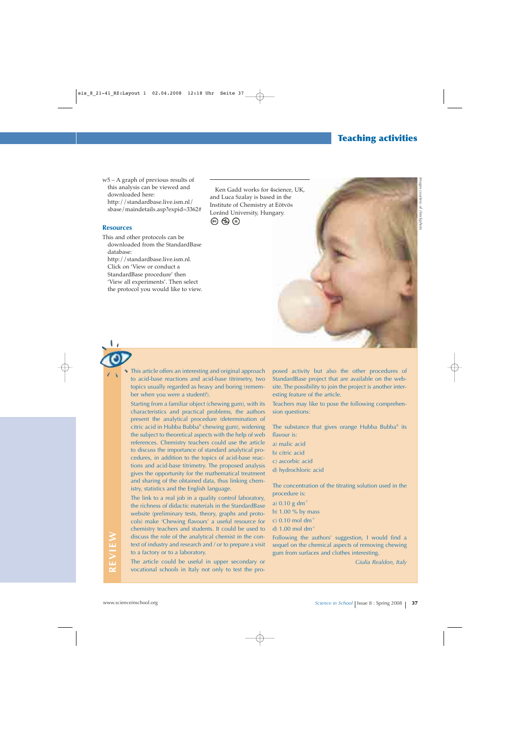w5 – A graph of previous results of this analysis can be viewed and downloaded here: http://standardbase.live.ism.nl/sbase/maindetails.asp?expid=3362#

### Resources

This and other protocols can be downloaded from the StandardBase database: http://standardbase.live.ism.nl. Click on 'View or conduct a StandardBase procedure' then 'View all experiments'. Then select the protocol you would like to view.

Ken Gadd works for 4science, UK, and Luca Szalay is based in the Institute of Chemistry at Eötvös Loránd University, Hungary.

Images courtesy of iStockphoto

## REVIEW

This article offers an interesting and original approach to acid-base reactions and acid-base titrimetry, two topics usually regarded as heavy and boring (remember when you were a student?).

Starting from a familiar object (chewing gum), with its characteristics and practical problems, the authors present the analytical procedure (determination of citric acid in Hubba Bubba® chewing gum), widening the subject to theoretical aspects with the help of web references. Chemistry teachers could use the article to discuss the importance of standard analytical procedures, in addition to the topics of acid-base reactions and acid-base titrimetry. The proposed analysis gives the opportunity for the mathematical treatment and sharing of the obtained data, thus linking chemistry, statistics and the English language.

The link to a real job in a quality control laboratory, the richness of didactic materials in the StandardBase website (preliminary tests, theory, graphs and protocols) make 'Chewing flavours' a useful resource for chemistry teachers and students. It could be used to discuss the role of the analytical chemist in the context of industry and research and / or to prepare a visit to a factory or to a laboratory.

The article could be useful in upper secondary or vocational schools in Italy not only to test the proposed activity but also the other procedures of StandardBase project that are available on the website. The possibility to join the project is another interesting feature of the article.

Teachers may like to pose the following comprehension questions:

The substance that gives orange Hubba Bubba® its flavour is:

a) malic acid

b) citric acid

c) ascorbic acid

d) hydrochloric acid

The concentration of the titrating solution used in the procedure is:

a) 0.10 g $dm^{-3}$

b) 1.00 % by mass

c) 0.10 mol $dm^{-3}$

d) 1.00 mol $dm^{-3}$

Following the authors' suggestion, I would find a sequel on the chemical aspects of removing chewing gum from surfaces and clothes interesting.

*Giulia Realdon, Italy*